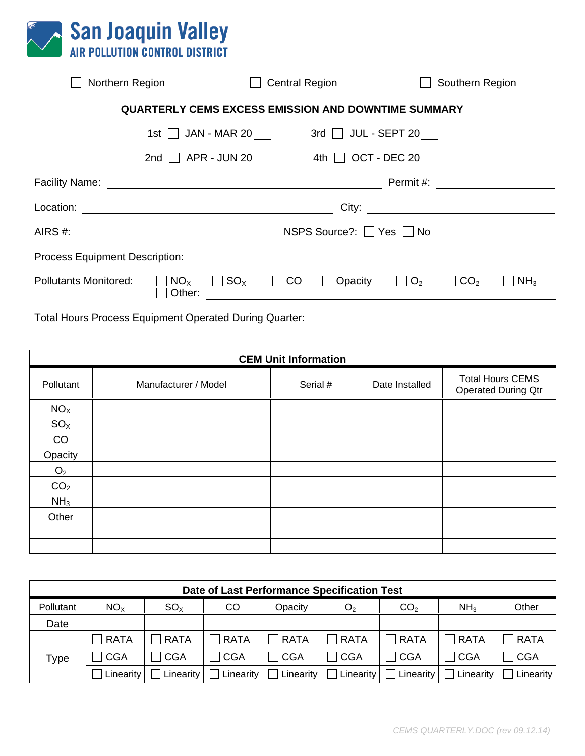# San Joaquin Valley
## AIR POLLUTION CONTROL DISTRICT

☐ Northern Region ☐ Central Region ☐ Southern Region

**QUARTERLY CEMS EXCESS EMISSION AND DOWNTIME SUMMARY**

1st ☐ JAN - MAR 20___ 3rd ☐ JUL - SEPT 20___

2nd ☐ APR - JUN 20___ 4th ☐ OCT - DEC 20___

Facility Name: ______________________________ Permit #: ______________

Location: ______________________________ City: ______________

AIRS #: ______________________ NSPS Source?: ☐ Yes ☐ No

Process Equipment Description: ______________________________

Pollutants Monitored: ☐ $NO_X$ ☐ $SO_X$ ☐ CO ☐ Opacity ☐ $O_2$ ☐ $CO_2$ ☐ $NH_3$ ☐ Other: ______________________________

Total Hours Process Equipment Operated During Quarter: ______________________________

| CEM Unit Information | | | | |
|---|---|---|---|---|
| Pollutant | Manufacturer / Model | Serial # | Date Installed | Total Hours CEMS Operated During Qtr |
| $NO_X$ | | | | |
| $SO_X$ | | | | |
| CO | | | | |
| Opacity | | | | |
| $O_2$ | | | | |
| $CO_2$ | | | | |
| $NH_3$ | | | | |
| Other | | | | |
| | | | | |
| | | | | |

| Date of Last Performance Specification Test | | | | | | | | |
|---|---|---|---|---|---|---|---|---|
| Pollutant | $NO_X$ | $SO_X$ | CO | Opacity | $O_2$ | $CO_2$ | $NH_3$ | Other |
| Date | | | | | | | | |
| Type | ☐ RATA | ☐ RATA | ☐ RATA | ☐ RATA | ☐ RATA | ☐ RATA | ☐ RATA | ☐ RATA |
| | ☐ CGA | ☐ CGA | ☐ CGA | ☐ CGA | ☐ CGA | ☐ CGA | ☐ CGA | ☐ CGA |
| | ☐ Linearity | ☐ Linearity | ☐ Linearity | ☐ Linearity | ☐ Linearity | ☐ Linearity | ☐ Linearity | ☐ Linearity |

*CEMS QUARTERLY.DOC (rev 09.12.14)*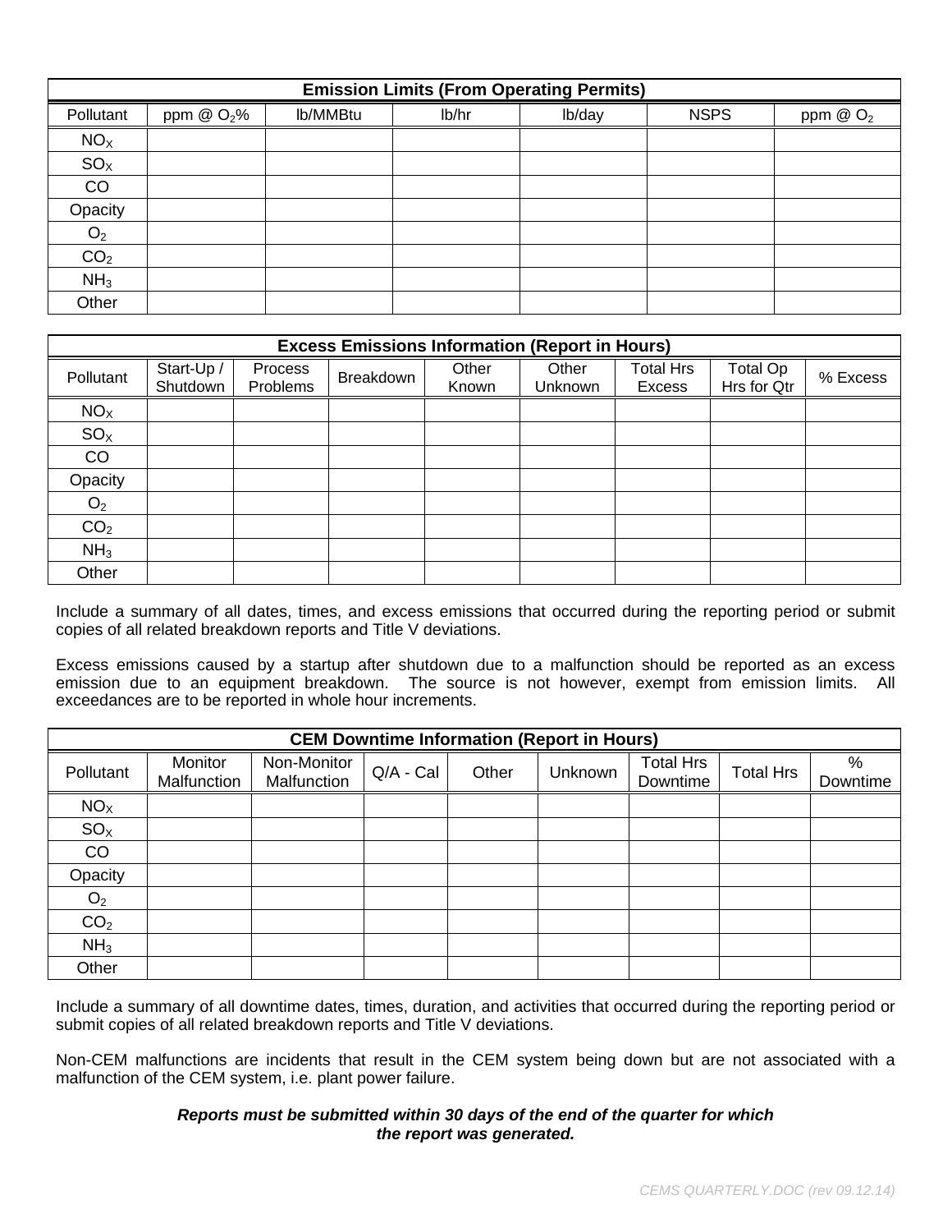| Emission Limits (From Operating Permits) | | | | | | |
|---|---|---|---|---|---|---|
| Pollutant | ppm @ $O_2$% | lb/MMBtu | lb/hr | lb/day | NSPS | ppm @ $O_2$ |
| $NO_X$ | | | | | | |
| $SO_X$ | | | | | | |
| CO | | | | | | |
| Opacity | | | | | | |
| $O_2$ | | | | | | |
| $CO_2$ | | | | | | |
| $NH_3$ | | | | | | |
| Other | | | | | | |

| Excess Emissions Information (Report in Hours) | | | | | | | | |
|---|---|---|---|---|---|---|---|---|
| Pollutant | Start-Up / Shutdown | Process Problems | Breakdown | Other Known | Other Unknown | Total Hrs Excess | Total Op Hrs for Qtr | % Excess |
| $NO_X$ | | | | | | | | |
| $SO_X$ | | | | | | | | |
| CO | | | | | | | | |
| Opacity | | | | | | | | |
| $O_2$ | | | | | | | | |
| $CO_2$ | | | | | | | | |
| $NH_3$ | | | | | | | | |
| Other | | | | | | | | |

Include a summary of all dates, times, and excess emissions that occurred during the reporting period or submit copies of all related breakdown reports and Title V deviations.

Excess emissions caused by a startup after shutdown due to a malfunction should be reported as an excess emission due to an equipment breakdown. The source is not however, exempt from emission limits. All exceedances are to be reported in whole hour increments.

| CEM Downtime Information (Report in Hours) | | | | | | | | |
|---|---|---|---|---|---|---|---|---|
| Pollutant | Monitor Malfunction | Non-Monitor Malfunction | Q/A - Cal | Other | Unknown | Total Hrs Downtime | Total Hrs | % Downtime |
| $NO_X$ | | | | | | | | |
| $SO_X$ | | | | | | | | |
| CO | | | | | | | | |
| Opacity | | | | | | | | |
| $O_2$ | | | | | | | | |
| $CO_2$ | | | | | | | | |
| $NH_3$ | | | | | | | | |
| Other | | | | | | | | |

Include a summary of all downtime dates, times, duration, and activities that occurred during the reporting period or submit copies of all related breakdown reports and Title V deviations.

Non-CEM malfunctions are incidents that result in the CEM system being down but are not associated with a malfunction of the CEM system, i.e. plant power failure.

***Reports must be submitted within 30 days of the end of the quarter for which the report was generated.***

*CEMS QUARTERLY.DOC (rev 09.12.14)*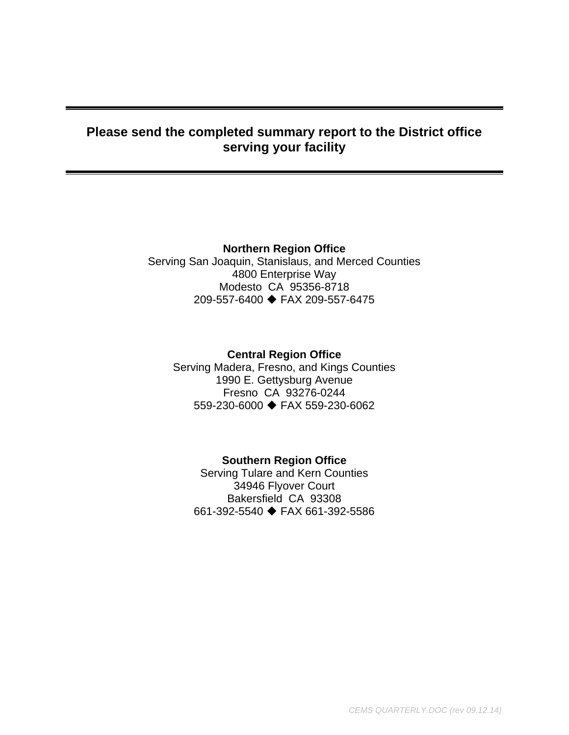**Please send the completed summary report to the District office serving your facility**

**Northern Region Office**
Serving San Joaquin, Stanislaus, and Merced Counties
4800 Enterprise Way
Modesto CA 95356-8718
209-557-6400 ◆ FAX 209-557-6475

**Central Region Office**
Serving Madera, Fresno, and Kings Counties
1990 E. Gettysburg Avenue
Fresno CA 93276-0244
559-230-6000 ◆ FAX 559-230-6062

**Southern Region Office**
Serving Tulare and Kern Counties
34946 Flyover Court
Bakersfield CA 93308
661-392-5540 ◆ FAX 661-392-5586